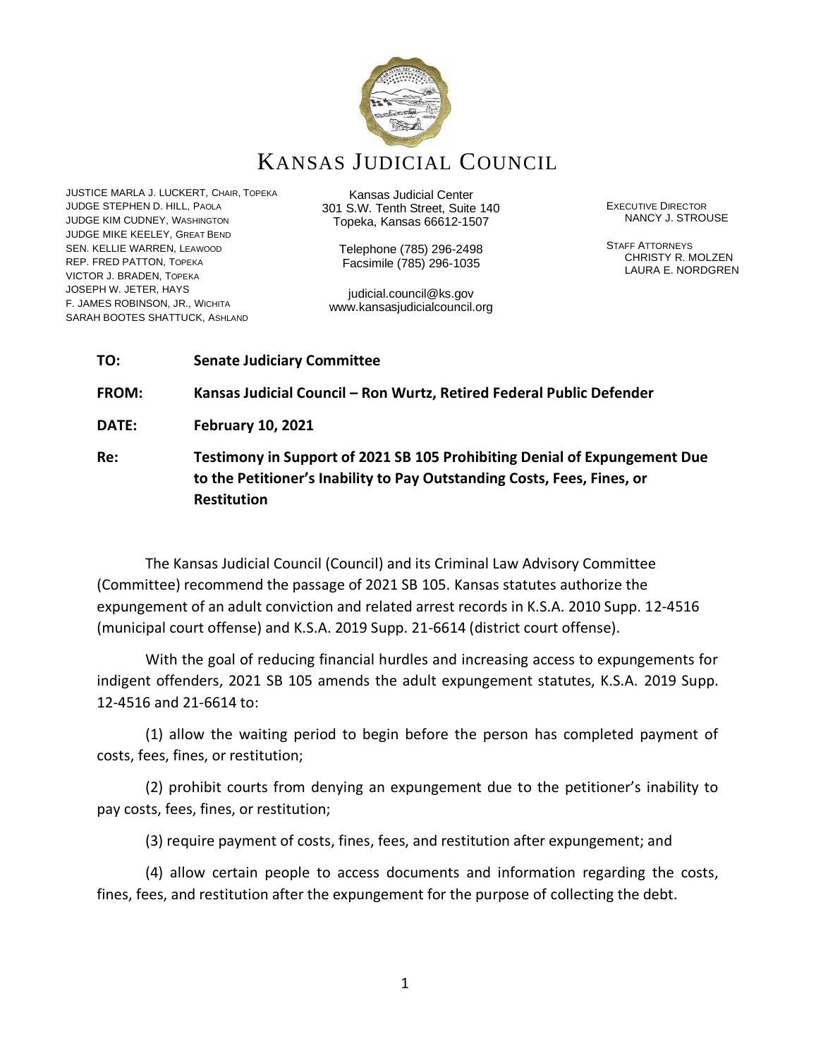# KANSAS JUDICIAL COUNCIL

JUSTICE MARLA J. LUCKERT, CHAIR, TOPEKA
JUDGE STEPHEN D. HILL, PAOLA
JUDGE KIM CUDNEY, WASHINGTON
JUDGE MIKE KEELEY, GREAT BEND
SEN. KELLIE WARREN, LEAWOOD
REP. FRED PATTON, TOPEKA
VICTOR J. BRADEN, TOPEKA
JOSEPH W. JETER, HAYS
F. JAMES ROBINSON, JR., WICHITA
SARAH BOOTES SHATTUCK, ASHLAND

Kansas Judicial Center
301 S.W. Tenth Street, Suite 140
Topeka, Kansas 66612-1507

Telephone (785) 296-2498
Facsimile (785) 296-1035

judicial.council@ks.gov
www.kansasjudicialcouncil.org

EXECUTIVE DIRECTOR
NANCY J. STROUSE

STAFF ATTORNEYS
CHRISTY R. MOLZEN
LAURA E. NORDGREN

**TO:** **Senate Judiciary Committee**

**FROM:** **Kansas Judicial Council – Ron Wurtz, Retired Federal Public Defender**

**DATE:** **February 10, 2021**

**Re:** **Testimony in Support of 2021 SB 105 Prohibiting Denial of Expungement Due to the Petitioner's Inability to Pay Outstanding Costs, Fees, Fines, or Restitution**

The Kansas Judicial Council (Council) and its Criminal Law Advisory Committee (Committee) recommend the passage of 2021 SB 105. Kansas statutes authorize the expungement of an adult conviction and related arrest records in K.S.A. 2010 Supp. 12-4516 (municipal court offense) and K.S.A. 2019 Supp. 21-6614 (district court offense).

With the goal of reducing financial hurdles and increasing access to expungements for indigent offenders, 2021 SB 105 amends the adult expungement statutes, K.S.A. 2019 Supp. 12-4516 and 21-6614 to:

(1) allow the waiting period to begin before the person has completed payment of costs, fees, fines, or restitution;

(2) prohibit courts from denying an expungement due to the petitioner's inability to pay costs, fees, fines, or restitution;

(3) require payment of costs, fines, fees, and restitution after expungement; and

(4) allow certain people to access documents and information regarding the costs, fines, fees, and restitution after the expungement for the purpose of collecting the debt.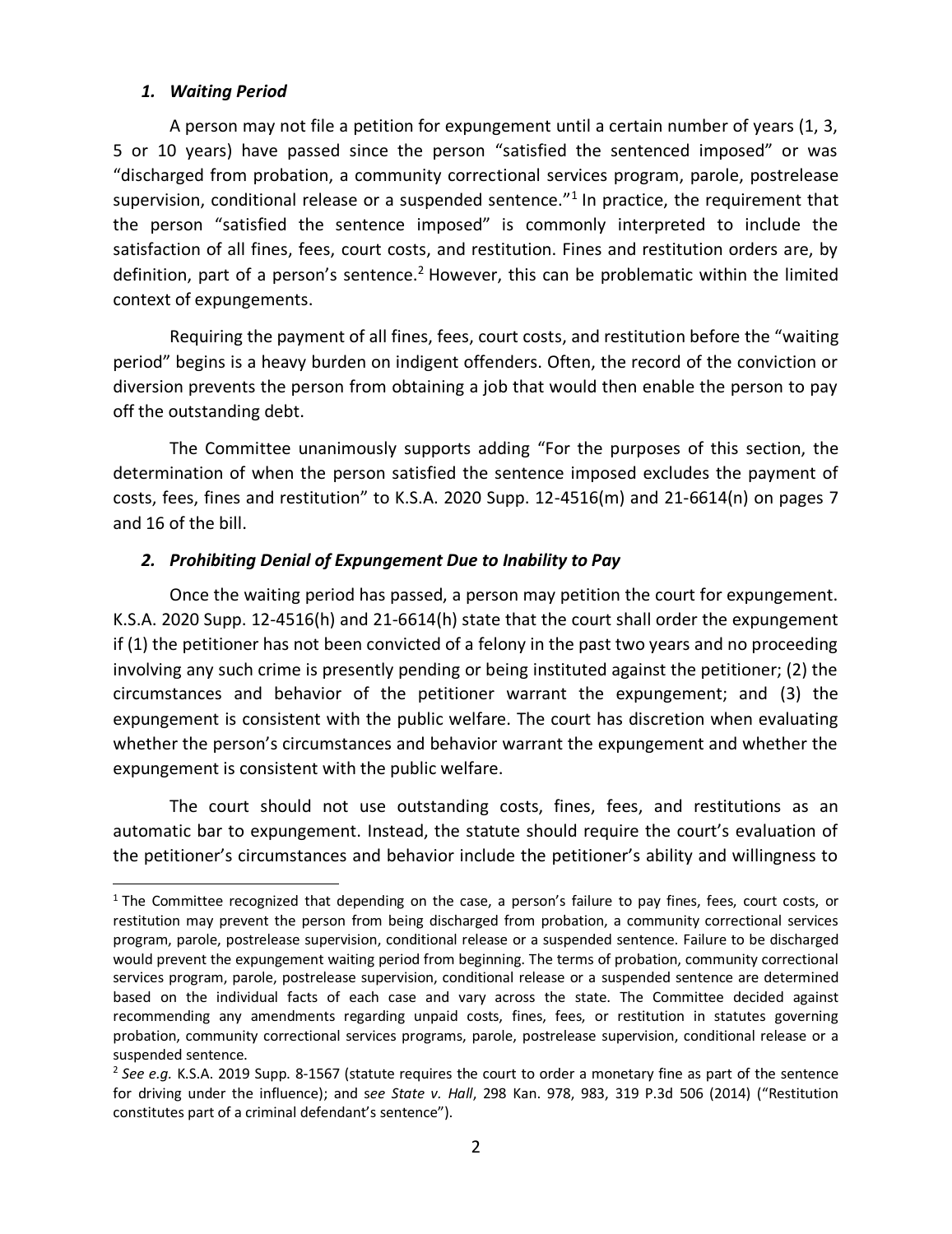### *1. Waiting Period*

A person may not file a petition for expungement until a certain number of years (1, 3, 5 or 10 years) have passed since the person "satisfied the sentenced imposed" or was "discharged from probation, a community correctional services program, parole, postrelease supervision, conditional release or a suspended sentence."[1] In practice, the requirement that the person "satisfied the sentence imposed" is commonly interpreted to include the satisfaction of all fines, fees, court costs, and restitution. Fines and restitution orders are, by definition, part of a person's sentence.[2] However, this can be problematic within the limited context of expungements.

Requiring the payment of all fines, fees, court costs, and restitution before the "waiting period" begins is a heavy burden on indigent offenders. Often, the record of the conviction or diversion prevents the person from obtaining a job that would then enable the person to pay off the outstanding debt.

The Committee unanimously supports adding "For the purposes of this section, the determination of when the person satisfied the sentence imposed excludes the payment of costs, fees, fines and restitution" to K.S.A. 2020 Supp. 12-4516(m) and 21-6614(n) on pages 7 and 16 of the bill.

### *2. Prohibiting Denial of Expungement Due to Inability to Pay*

Once the waiting period has passed, a person may petition the court for expungement. K.S.A. 2020 Supp. 12-4516(h) and 21-6614(h) state that the court shall order the expungement if (1) the petitioner has not been convicted of a felony in the past two years and no proceeding involving any such crime is presently pending or being instituted against the petitioner; (2) the circumstances and behavior of the petitioner warrant the expungement; and (3) the expungement is consistent with the public welfare. The court has discretion when evaluating whether the person's circumstances and behavior warrant the expungement and whether the expungement is consistent with the public welfare.

The court should not use outstanding costs, fines, fees, and restitutions as an automatic bar to expungement. Instead, the statute should require the court's evaluation of the petitioner's circumstances and behavior include the petitioner's ability and willingness to

---

[1] The Committee recognized that depending on the case, a person's failure to pay fines, fees, court costs, or restitution may prevent the person from being discharged from probation, a community correctional services program, parole, postrelease supervision, conditional release or a suspended sentence. Failure to be discharged would prevent the expungement waiting period from beginning. The terms of probation, community correctional services program, parole, postrelease supervision, conditional release or a suspended sentence are determined based on the individual facts of each case and vary across the state. The Committee decided against recommending any amendments regarding unpaid costs, fines, fees, or restitution in statutes governing probation, community correctional services programs, parole, postrelease supervision, conditional release or a suspended sentence.

[2] *See e.g.* K.S.A. 2019 Supp. 8-1567 (statute requires the court to order a monetary fine as part of the sentence for driving under the influence); and s*ee State v. Hall*, 298 Kan. 978, 983, 319 P.3d 506 (2014) ("Restitution constitutes part of a criminal defendant's sentence").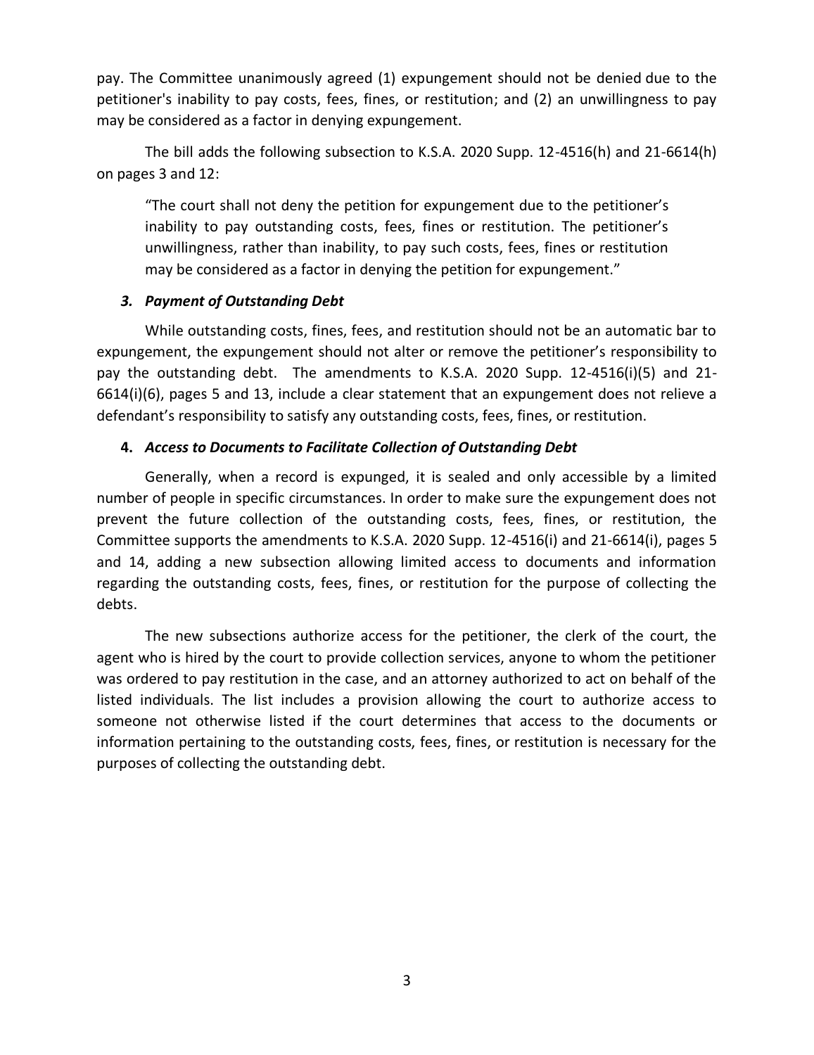pay. The Committee unanimously agreed (1) expungement should not be denied due to the petitioner's inability to pay costs, fees, fines, or restitution; and (2) an unwillingness to pay may be considered as a factor in denying expungement.

The bill adds the following subsection to K.S.A. 2020 Supp. 12-4516(h) and 21-6614(h) on pages 3 and 12:

> "The court shall not deny the petition for expungement due to the petitioner's inability to pay outstanding costs, fees, fines or restitution. The petitioner's unwillingness, rather than inability, to pay such costs, fees, fines or restitution may be considered as a factor in denying the petition for expungement."

### *3. Payment of Outstanding Debt*

While outstanding costs, fines, fees, and restitution should not be an automatic bar to expungement, the expungement should not alter or remove the petitioner's responsibility to pay the outstanding debt. The amendments to K.S.A. 2020 Supp. 12-4516(i)(5) and 21-6614(i)(6), pages 5 and 13, include a clear statement that an expungement does not relieve a defendant's responsibility to satisfy any outstanding costs, fees, fines, or restitution.

### **4.** *Access to Documents to Facilitate Collection of Outstanding Debt*

Generally, when a record is expunged, it is sealed and only accessible by a limited number of people in specific circumstances. In order to make sure the expungement does not prevent the future collection of the outstanding costs, fees, fines, or restitution, the Committee supports the amendments to K.S.A. 2020 Supp. 12-4516(i) and 21-6614(i), pages 5 and 14, adding a new subsection allowing limited access to documents and information regarding the outstanding costs, fees, fines, or restitution for the purpose of collecting the debts.

The new subsections authorize access for the petitioner, the clerk of the court, the agent who is hired by the court to provide collection services, anyone to whom the petitioner was ordered to pay restitution in the case, and an attorney authorized to act on behalf of the listed individuals. The list includes a provision allowing the court to authorize access to someone not otherwise listed if the court determines that access to the documents or information pertaining to the outstanding costs, fees, fines, or restitution is necessary for the purposes of collecting the outstanding debt.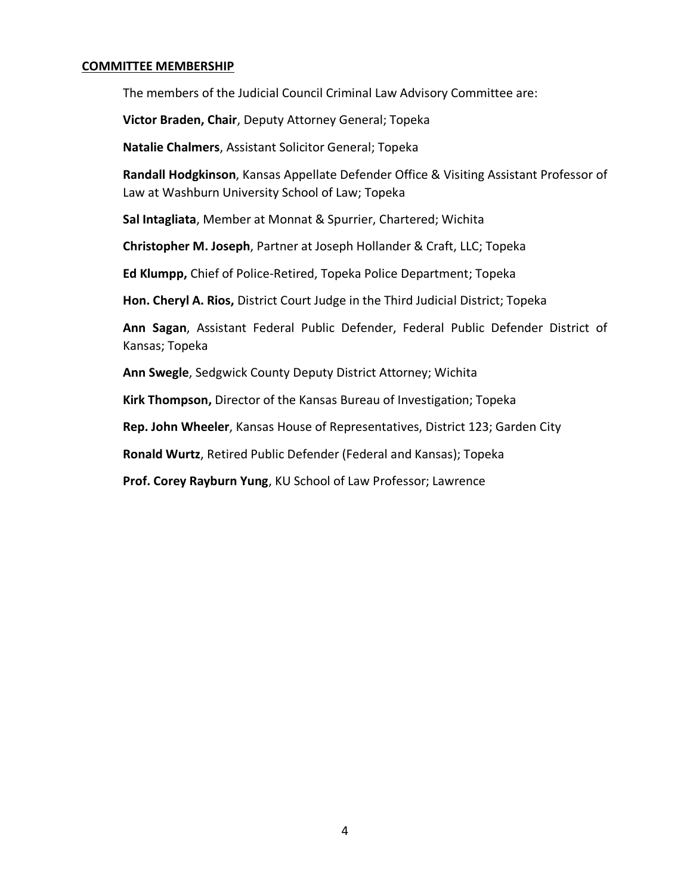**COMMITTEE MEMBERSHIP**

The members of the Judicial Council Criminal Law Advisory Committee are:

**Victor Braden, Chair**, Deputy Attorney General; Topeka

**Natalie Chalmers**, Assistant Solicitor General; Topeka

**Randall Hodgkinson**, Kansas Appellate Defender Office & Visiting Assistant Professor of Law at Washburn University School of Law; Topeka

**Sal Intagliata**, Member at Monnat & Spurrier, Chartered; Wichita

**Christopher M. Joseph**, Partner at Joseph Hollander & Craft, LLC; Topeka

**Ed Klumpp,** Chief of Police-Retired, Topeka Police Department; Topeka

**Hon. Cheryl A. Rios,** District Court Judge in the Third Judicial District; Topeka

**Ann Sagan**, Assistant Federal Public Defender, Federal Public Defender District of Kansas; Topeka

**Ann Swegle**, Sedgwick County Deputy District Attorney; Wichita

**Kirk Thompson,** Director of the Kansas Bureau of Investigation; Topeka

**Rep. John Wheeler**, Kansas House of Representatives, District 123; Garden City

**Ronald Wurtz**, Retired Public Defender (Federal and Kansas); Topeka

**Prof. Corey Rayburn Yung**, KU School of Law Professor; Lawrence